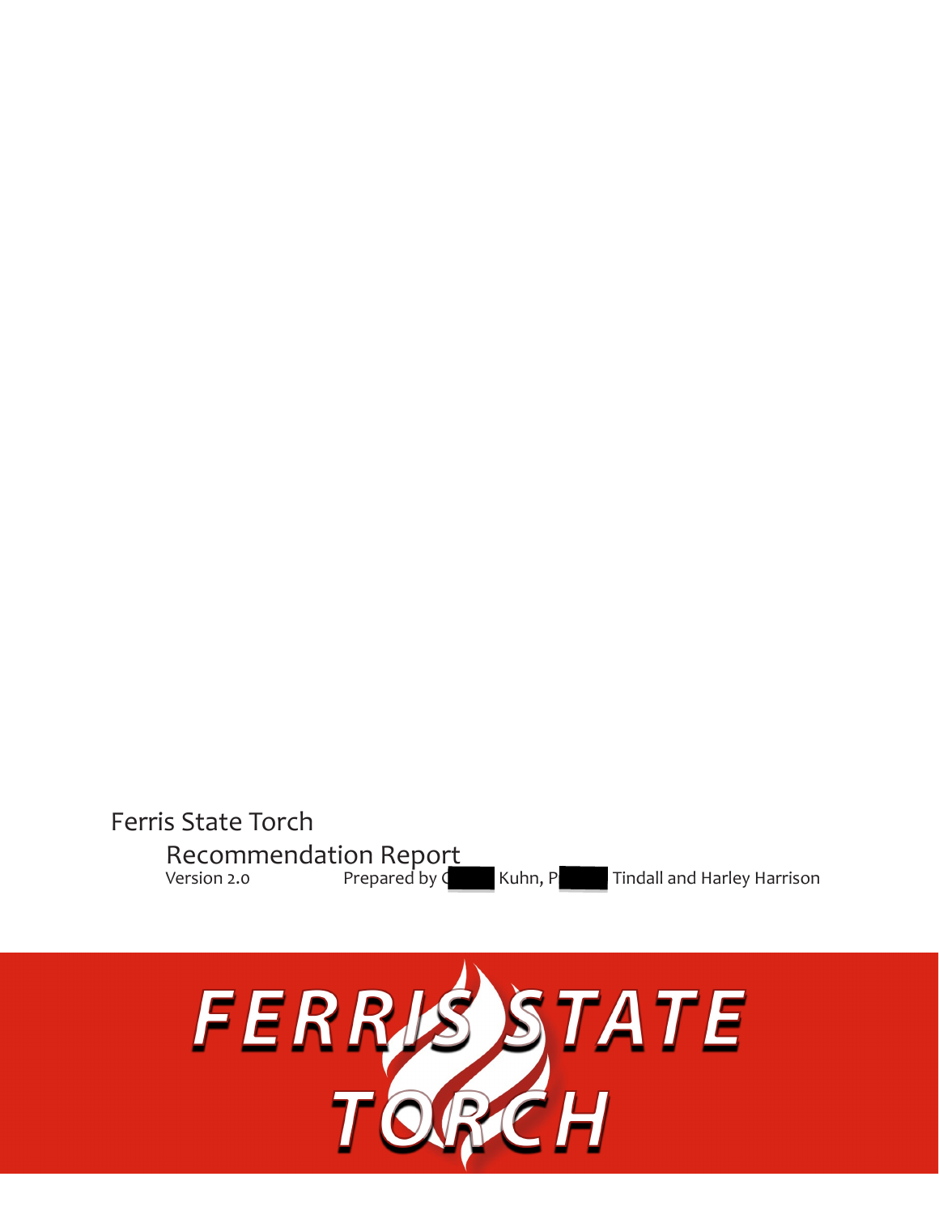Ferris State Torch

Recommendation Report

Version 2.0

Prepared by C Kuhn, P Tindall and Harley Harrison

FERRIS STATE TORCH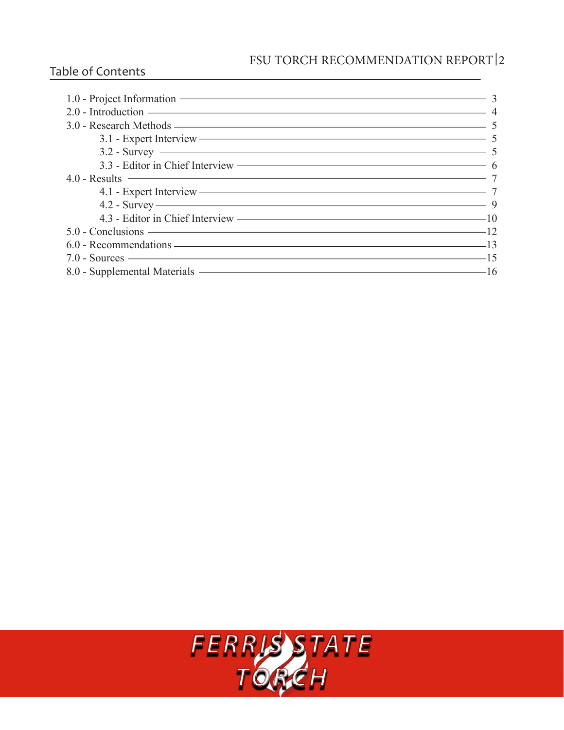## Table of Contents

- 1.0 - Project Information — 3
- 2.0 - Introduction — 4
- 3.0 - Research Methods — 5
  - 3.1 - Expert Interview — 5
  - 3.2 - Survey — 5
  - 3.3 - Editor in Chief Interview — 6
- 4.0 - Results — 7
  - 4.1 - Expert Interview — 7
  - 4.2 - Survey — 9
  - 4.3 - Editor in Chief Interview — 10
- 5.0 - Conclusions — 12
- 6.0 - Recommendations — 13
- 7.0 - Sources — 15
- 8.0 - Supplemental Materials — 16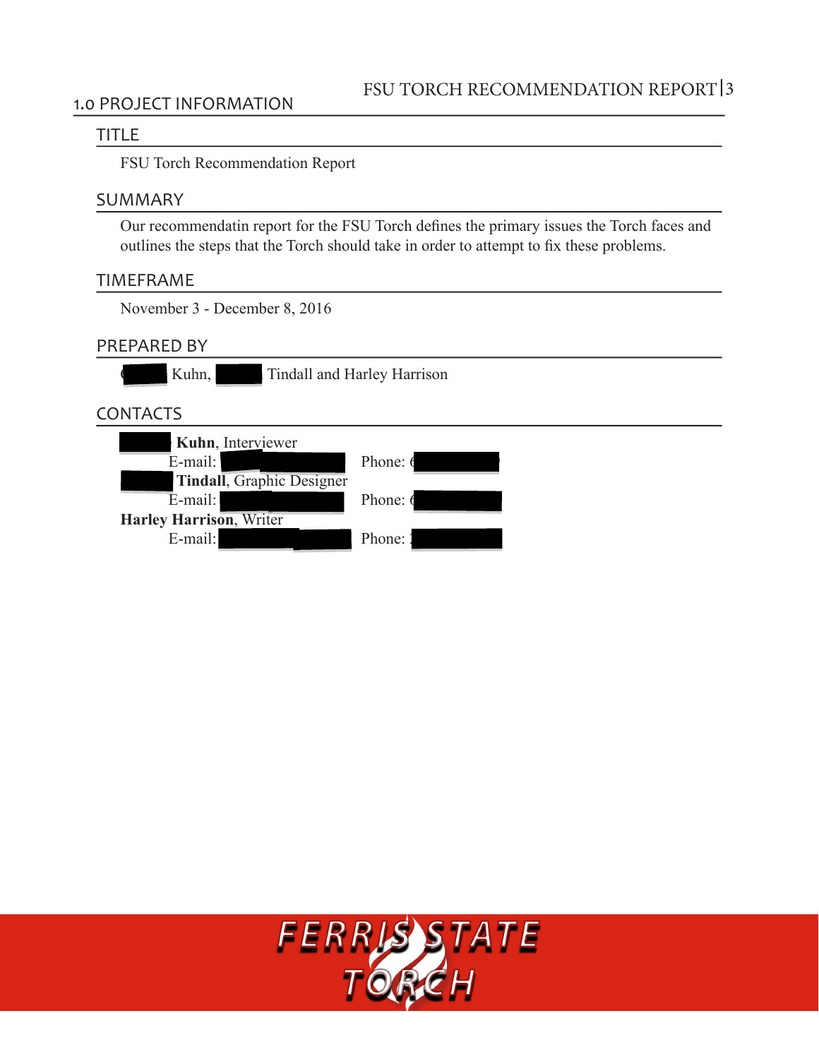## 1.0 PROJECT INFORMATION

### TITLE

FSU Torch Recommendation Report

### SUMMARY

Our recommendatin report for the FSU Torch defines the primary issues the Torch faces and outlines the steps that the Torch should take in order to attempt to fix these problems.

### TIMEFRAME

November 3 - December 8, 2016

### PREPARED BY

Kuhn, Tindall and Harley Harrison

### CONTACTS

**Kuhn**, Interviewer
E-mail: Phone:

**Tindall**, Graphic Designer
E-mail: Phone:

**Harley Harrison**, Writer
E-mail: Phone:

FERRIS STATE TORCH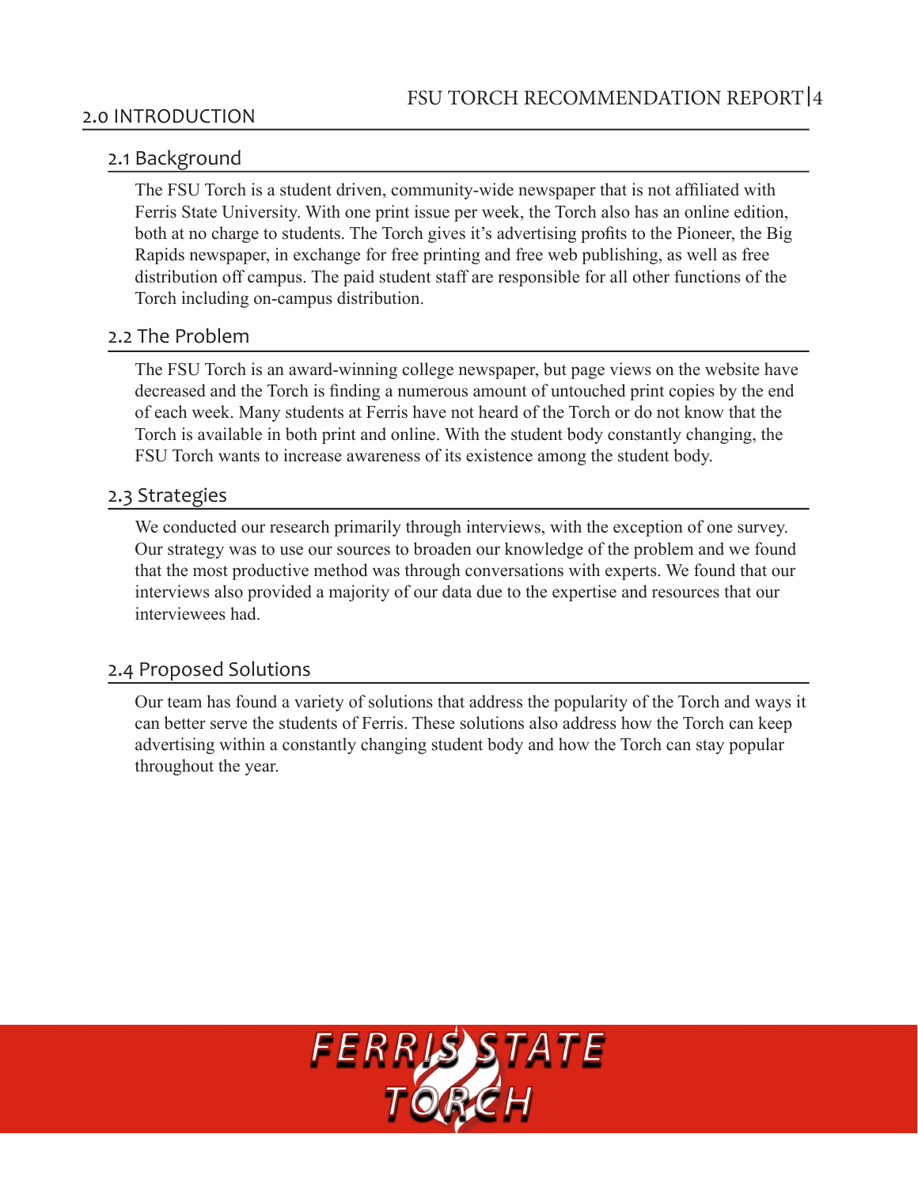# 2.0 INTRODUCTION

## 2.1 Background

The FSU Torch is a student driven, community-wide newspaper that is not affiliated with Ferris State University. With one print issue per week, the Torch also has an online edition, both at no charge to students. The Torch gives it's advertising profits to the Pioneer, the Big Rapids newspaper, in exchange for free printing and free web publishing, as well as free distribution off campus. The paid student staff are responsible for all other functions of the Torch including on-campus distribution.

## 2.2 The Problem

The FSU Torch is an award-winning college newspaper, but page views on the website have decreased and the Torch is finding a numerous amount of untouched print copies by the end of each week. Many students at Ferris have not heard of the Torch or do not know that the Torch is available in both print and online. With the student body constantly changing, the FSU Torch wants to increase awareness of its existence among the student body.

## 2.3 Strategies

We conducted our research primarily through interviews, with the exception of one survey. Our strategy was to use our sources to broaden our knowledge of the problem and we found that the most productive method was through conversations with experts. We found that our interviews also provided a majority of our data due to the expertise and resources that our interviewees had.

## 2.4 Proposed Solutions

Our team has found a variety of solutions that address the popularity of the Torch and ways it can better serve the students of Ferris. These solutions also address how the Torch can keep advertising within a constantly changing student body and how the Torch can stay popular throughout the year.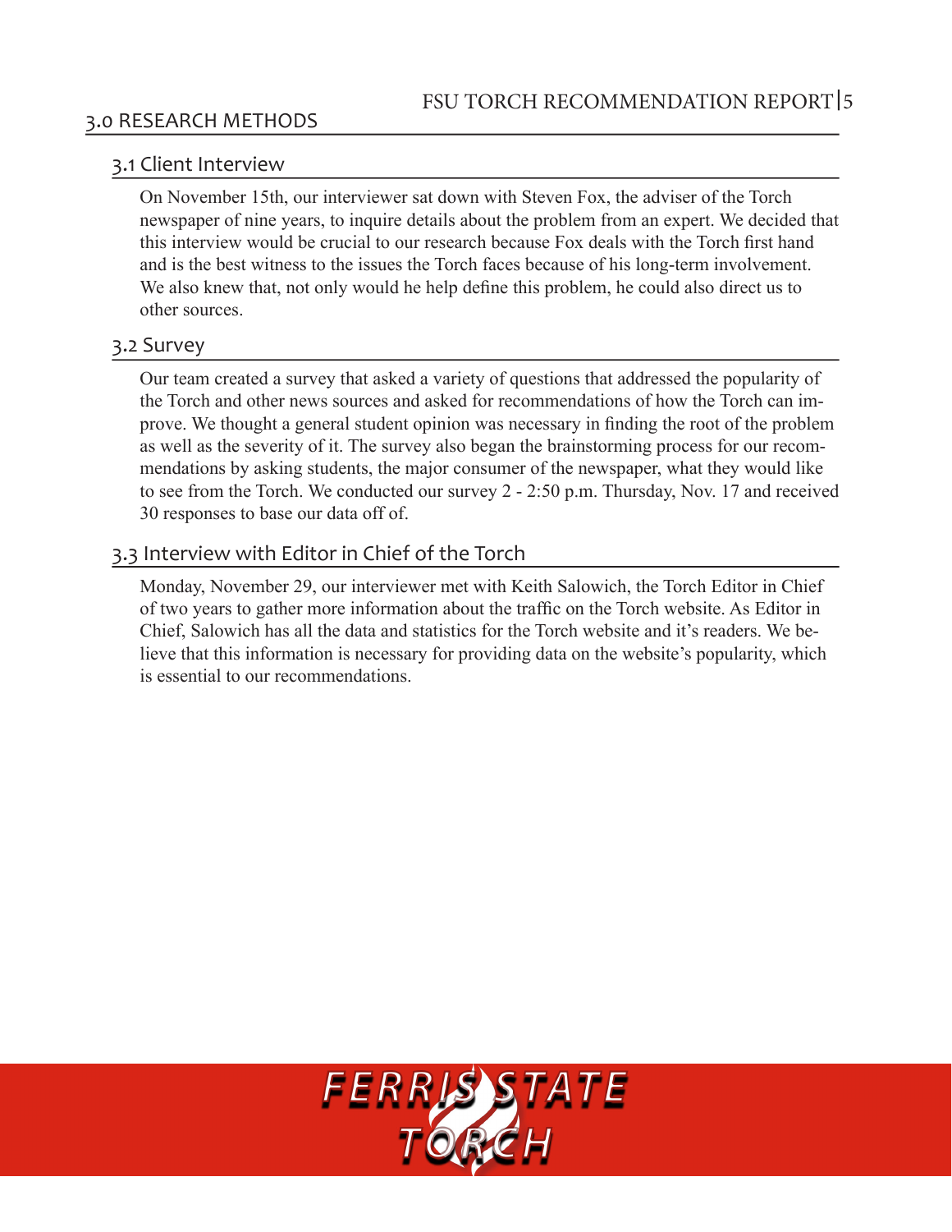## 3.0 RESEARCH METHODS

### 3.1 Client Interview

On November 15th, our interviewer sat down with Steven Fox, the adviser of the Torch newspaper of nine years, to inquire details about the problem from an expert. We decided that this interview would be crucial to our research because Fox deals with the Torch first hand and is the best witness to the issues the Torch faces because of his long-term involvement. We also knew that, not only would he help define this problem, he could also direct us to other sources.

### 3.2 Survey

Our team created a survey that asked a variety of questions that addressed the popularity of the Torch and other news sources and asked for recommendations of how the Torch can improve. We thought a general student opinion was necessary in finding the root of the problem as well as the severity of it. The survey also began the brainstorming process for our recommendations by asking students, the major consumer of the newspaper, what they would like to see from the Torch. We conducted our survey 2 - 2:50 p.m. Thursday, Nov. 17 and received 30 responses to base our data off of.

### 3.3 Interview with Editor in Chief of the Torch

Monday, November 29, our interviewer met with Keith Salowich, the Torch Editor in Chief of two years to gather more information about the traffic on the Torch website. As Editor in Chief, Salowich has all the data and statistics for the Torch website and it's readers. We believe that this information is necessary for providing data on the website's popularity, which is essential to our recommendations.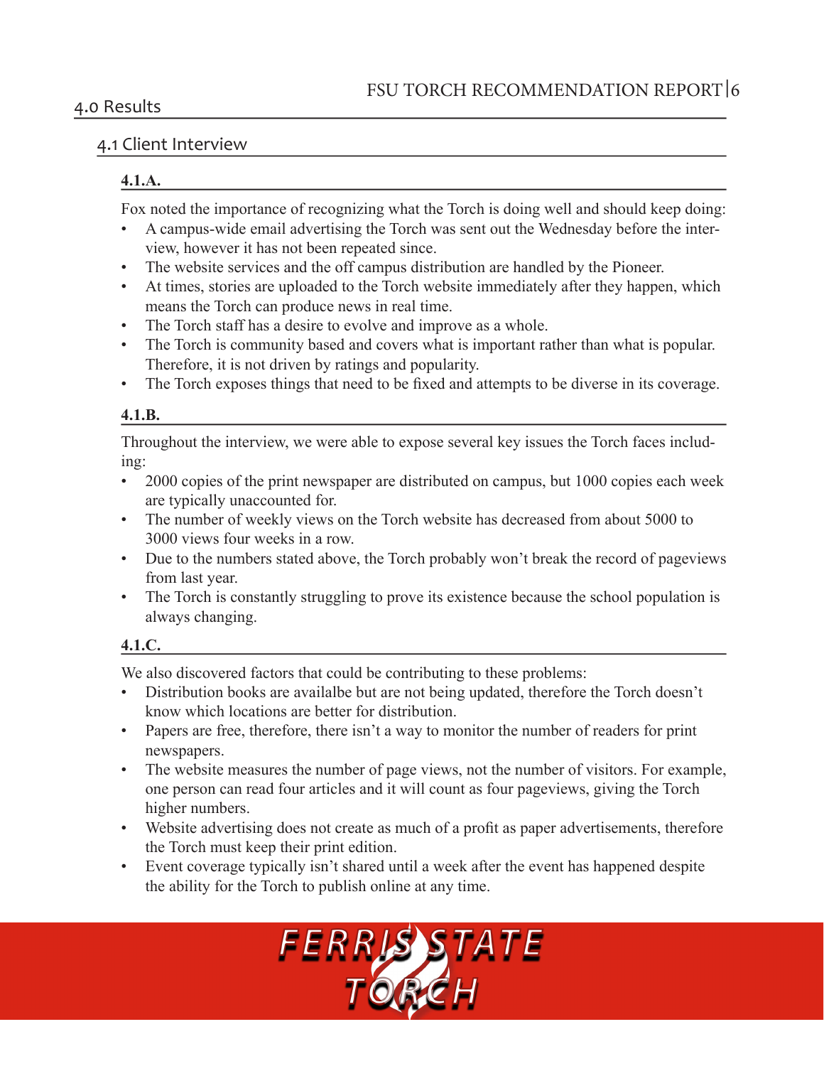# 4.0 Results

## 4.1 Client Interview

### 4.1.A.

Fox noted the importance of recognizing what the Torch is doing well and should keep doing:

- A campus-wide email advertising the Torch was sent out the Wednesday before the interview, however it has not been repeated since.
- The website services and the off campus distribution are handled by the Pioneer.
- At times, stories are uploaded to the Torch website immediately after they happen, which means the Torch can produce news in real time.
- The Torch staff has a desire to evolve and improve as a whole.
- The Torch is community based and covers what is important rather than what is popular. Therefore, it is not driven by ratings and popularity.
- The Torch exposes things that need to be fixed and attempts to be diverse in its coverage.

### 4.1.B.

Throughout the interview, we were able to expose several key issues the Torch faces including:

- 2000 copies of the print newspaper are distributed on campus, but 1000 copies each week are typically unaccounted for.
- The number of weekly views on the Torch website has decreased from about 5000 to 3000 views four weeks in a row.
- Due to the numbers stated above, the Torch probably won't break the record of pageviews from last year.
- The Torch is constantly struggling to prove its existence because the school population is always changing.

### 4.1.C.

We also discovered factors that could be contributing to these problems:

- Distribution books are availalbe but are not being updated, therefore the Torch doesn't know which locations are better for distribution.
- Papers are free, therefore, there isn't a way to monitor the number of readers for print newspapers.
- The website measures the number of page views, not the number of visitors. For example, one person can read four articles and it will count as four pageviews, giving the Torch higher numbers.
- Website advertising does not create as much of a profit as paper advertisements, therefore the Torch must keep their print edition.
- Event coverage typically isn't shared until a week after the event has happened despite the ability for the Torch to publish online at any time.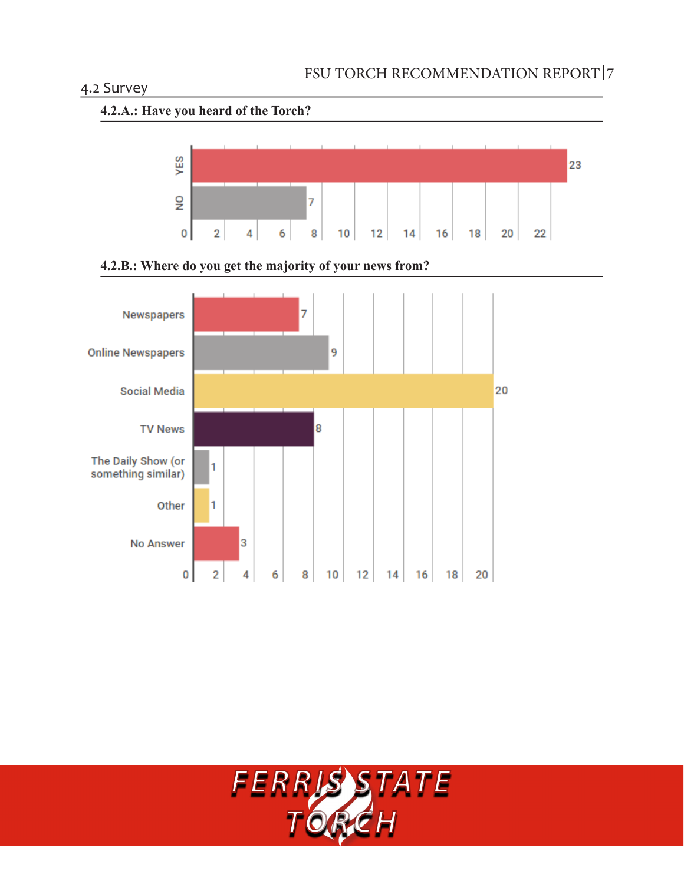## 4.2 Survey

### 4.2.A.: Have you heard of the Torch?

| Response | Count |
|---|---|
| YES | 23 |
| NO | 7 |

### 4.2.B.: Where do you get the majority of your news from?

| Source | Count |
|---|---|
| Newspapers | 7 |
| Online Newspapers | 9 |
| Social Media | 20 |
| TV News | 8 |
| The Daily Show (or something similar) | 1 |
| Other | 1 |
| No Answer | 3 |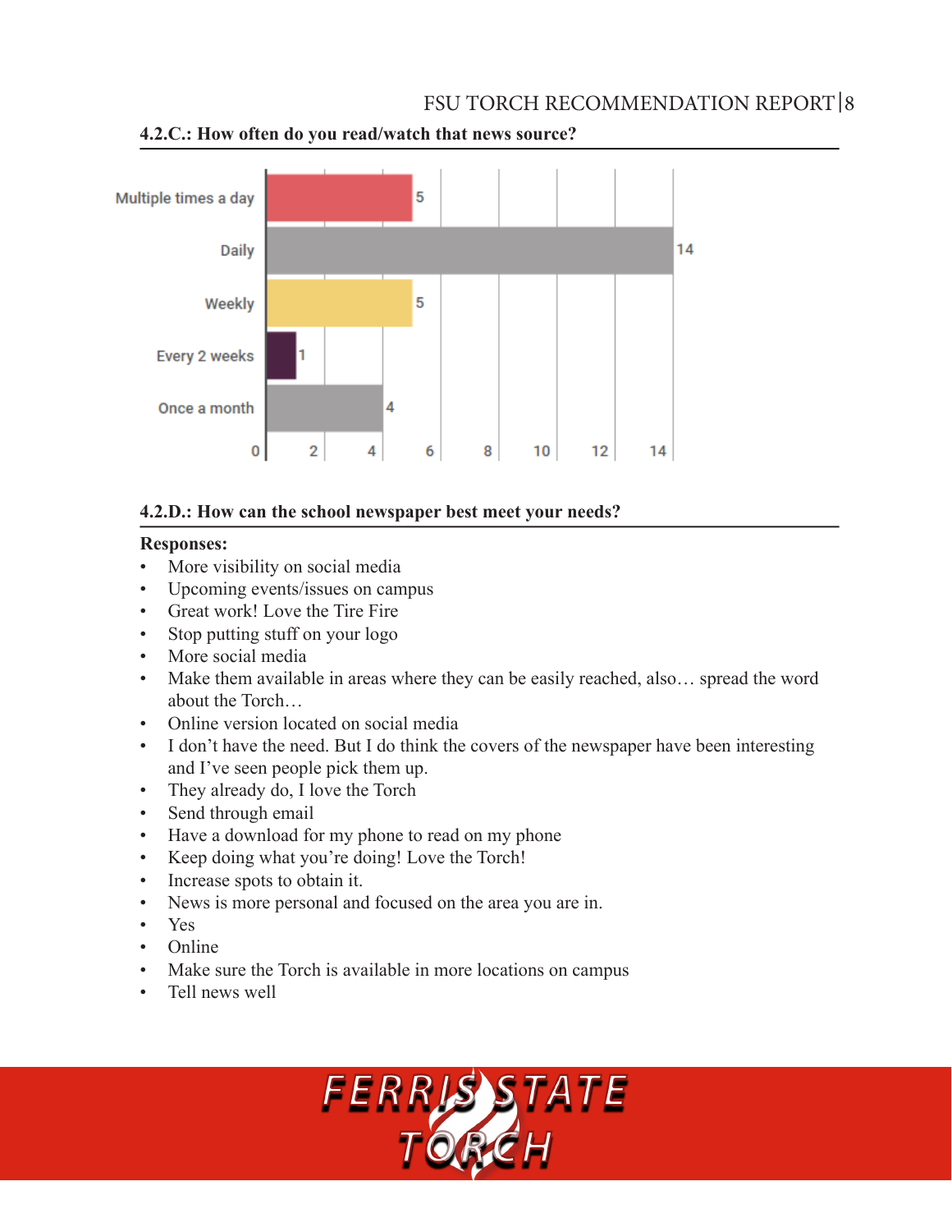### 4.2.C.: How often do you read/watch that news source?

| Frequency | Count |
|---|---|
| Multiple times a day | 5 |
| Daily | 14 |
| Weekly | 5 |
| Every 2 weeks | 1 |
| Once a month | 4 |

### 4.2.D.: How can the school newspaper best meet your needs?

**Responses:**

- More visibility on social media
- Upcoming events/issues on campus
- Great work! Love the Tire Fire
- Stop putting stuff on your logo
- More social media
- Make them available in areas where they can be easily reached, also… spread the word about the Torch…
- Online version located on social media
- I don't have the need. But I do think the covers of the newspaper have been interesting and I've seen people pick them up.
- They already do, I love the Torch
- Send through email
- Have a download for my phone to read on my phone
- Keep doing what you're doing! Love the Torch!
- Increase spots to obtain it.
- News is more personal and focused on the area you are in.
- Yes
- Online
- Make sure the Torch is available in more locations on campus
- Tell news well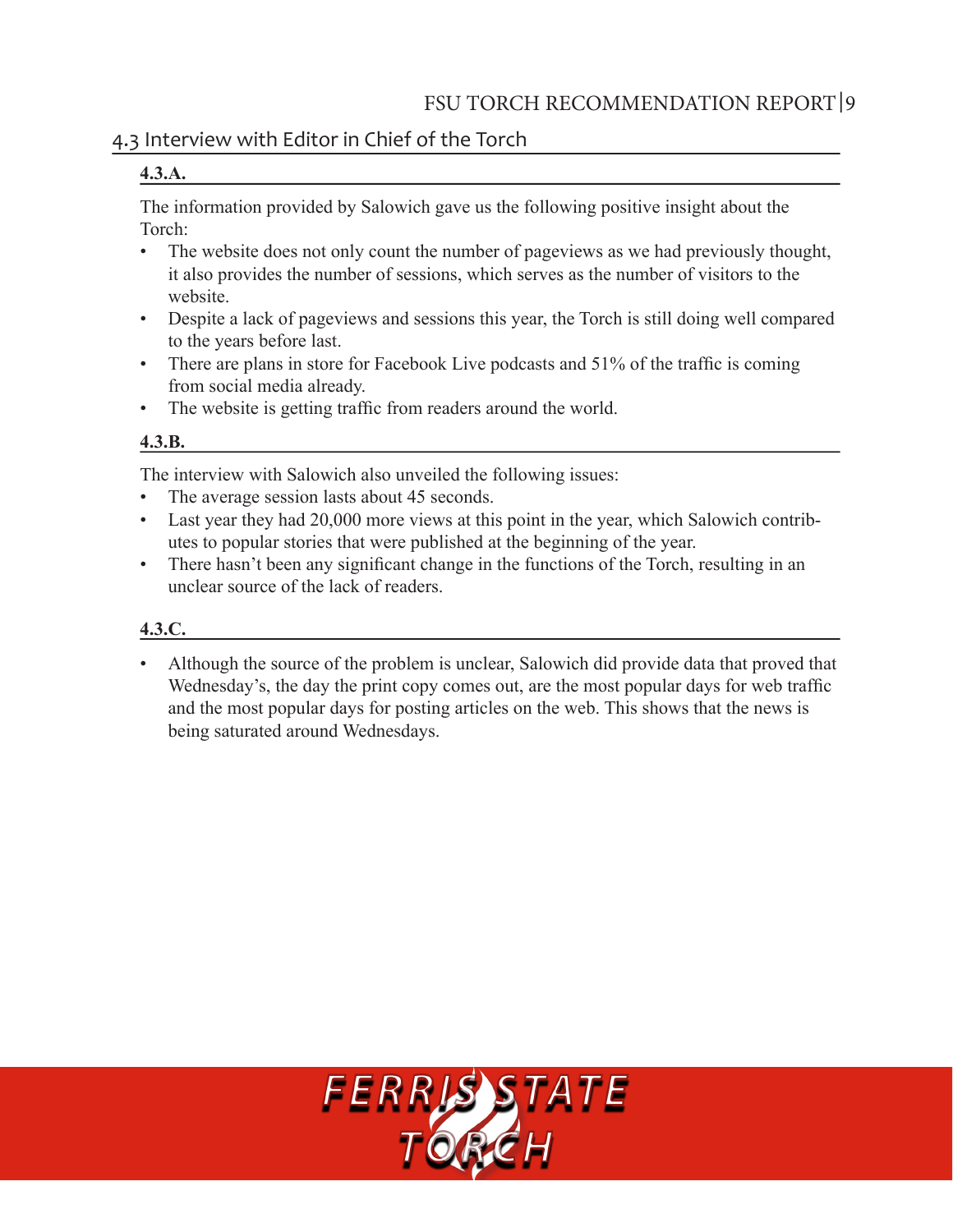## 4.3 Interview with Editor in Chief of the Torch

### 4.3.A.

The information provided by Salowich gave us the following positive insight about the Torch:

- The website does not only count the number of pageviews as we had previously thought, it also provides the number of sessions, which serves as the number of visitors to the website.
- Despite a lack of pageviews and sessions this year, the Torch is still doing well compared to the years before last.
- There are plans in store for Facebook Live podcasts and 51% of the traffic is coming from social media already.
- The website is getting traffic from readers around the world.

### 4.3.B.

The interview with Salowich also unveiled the following issues:

- The average session lasts about 45 seconds.
- Last year they had 20,000 more views at this point in the year, which Salowich contributes to popular stories that were published at the beginning of the year.
- There hasn't been any significant change in the functions of the Torch, resulting in an unclear source of the lack of readers.

### 4.3.C.

- Although the source of the problem is unclear, Salowich did provide data that proved that Wednesday's, the day the print copy comes out, are the most popular days for web traffic and the most popular days for posting articles on the web. This shows that the news is being saturated around Wednesdays.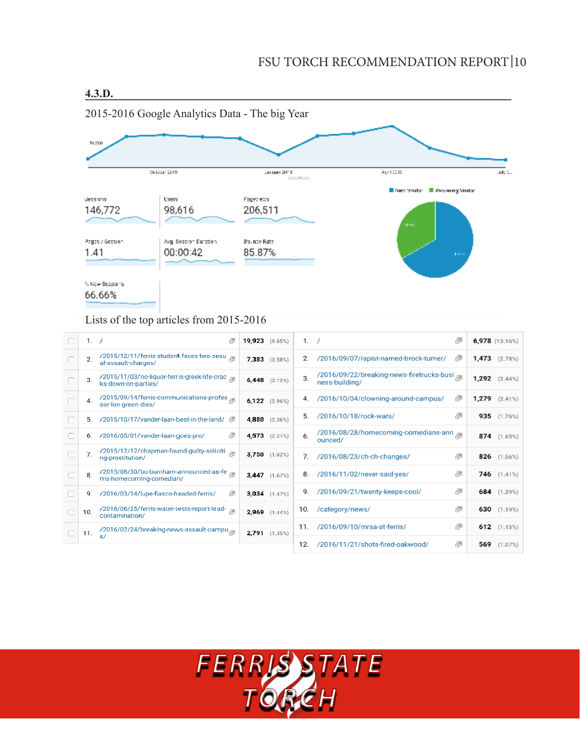## 4.3.D.

2015-2016 Google Analytics Data - The big Year

| Sessions | Users | Pageviews |
|---|---|---|
| 146,772 | 98,616 | 206,511 |

| Pages / Session | Avg. Session Duration | Bounce Rate |
|---|---|---|
| 1.41 | 00:00:42 | 85.87% |

| % New Sessions |
|---|
| 66.66% |

Lists of the top articles from 2015-2016

| | Page | Pageviews | % |
|---|---|---|---|
| 1. | / | 19,923 | (9.65%) |
| 2. | /2015/12/11/ferris-student-faces-two-sexual-assault-charges/ | 7,383 | (3.58%) |
| 3. | /2015/11/03/no-liquor-ferris-greek-life-cracks-down-on-parties/ | 6,448 | (3.12%) |
| 4. | /2015/09/14/ferris-communications-professor-lon-green-dies/ | 6,122 | (2.96%) |
| 5. | /2015/10/17/vander-laan-best-in-the-land/ | 4,880 | (2.36%) |
| 6. | /2016/05/01/vander-laan-goes-pro/ | 4,573 | (2.21%) |
| 7. | /2015/12/12/chapman-found-guilty-soliciting-prostitution/ | 3,750 | (1.82%) |
| 8. | /2015/08/30/bo-burnham-announced-as-ferris-homecoming-comedian/ | 3,447 | (1.67%) |
| 9. | /2016/03/14/lupe-fiasco-headed-ferris/ | 3,034 | (1.47%) |
| 10. | /2016/06/25/ferris-water-tests-report-lead-contamination/ | 2,969 | (1.44%) |
| 11. | /2016/02/24/breaking-news-assault-campus/ | 2,791 | (1.35%) |

| | Page | Pageviews | % |
|---|---|---|---|
| 1. | / | 6,978 | (13.16%) |
| 2. | /2016/09/07/rapist-named-brock-turner/ | 1,473 | (2.78%) |
| 3. | /2016/09/22/breaking-news-firetrucks-business-building/ | 1,292 | (2.44%) |
| 4. | /2016/10/04/clowning-around-campus/ | 1,279 | (2.41%) |
| 5. | /2016/10/18/rock-wars/ | 935 | (1.76%) |
| 6. | /2016/08/28/homecoming-comedians-announced/ | 874 | (1.65%) |
| 7. | /2016/08/23/ch-ch-changes/ | 826 | (1.56%) |
| 8. | /2016/11/02/never-said-yes/ | 746 | (1.41%) |
| 9. | /2016/09/21/twenty-keeps-cool/ | 684 | (1.29%) |
| 10. | /category/news/ | 630 | (1.19%) |
| 11. | /2016/09/10/mrsa-at-ferris/ | 612 | (1.15%) |
| 12. | /2016/11/21/shots-fired-oakwood/ | 569 | (1.07%) |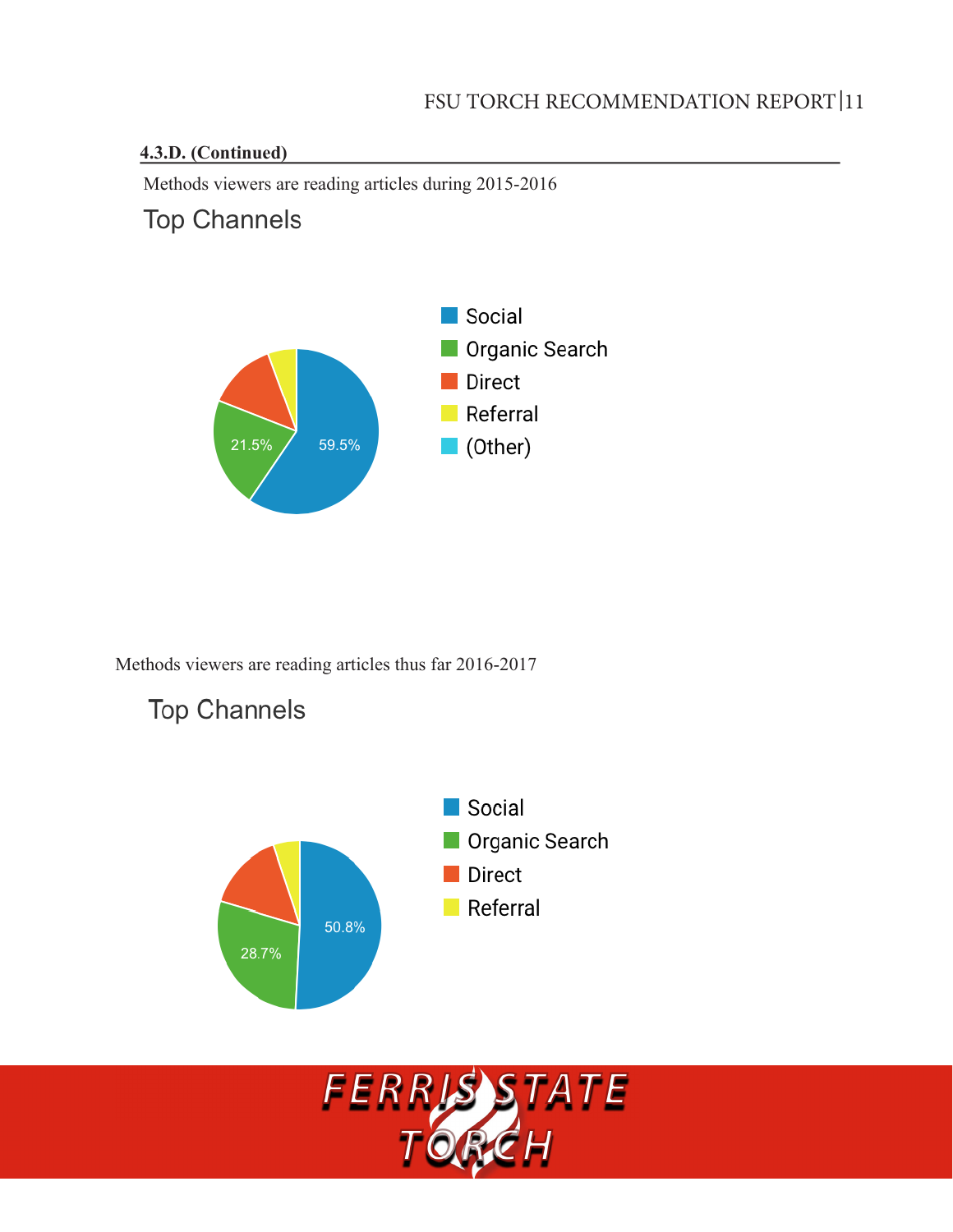### 4.3.D. (Continued)

Methods viewers are reading articles during 2015-2016

Top Channels

- Social
- Organic Search
- Direct
- Referral
- (Other)

21.5%

59.5%

Methods viewers are reading articles thus far 2016-2017

Top Channels

- Social
- Organic Search
- Direct
- Referral

50.8%

28.7%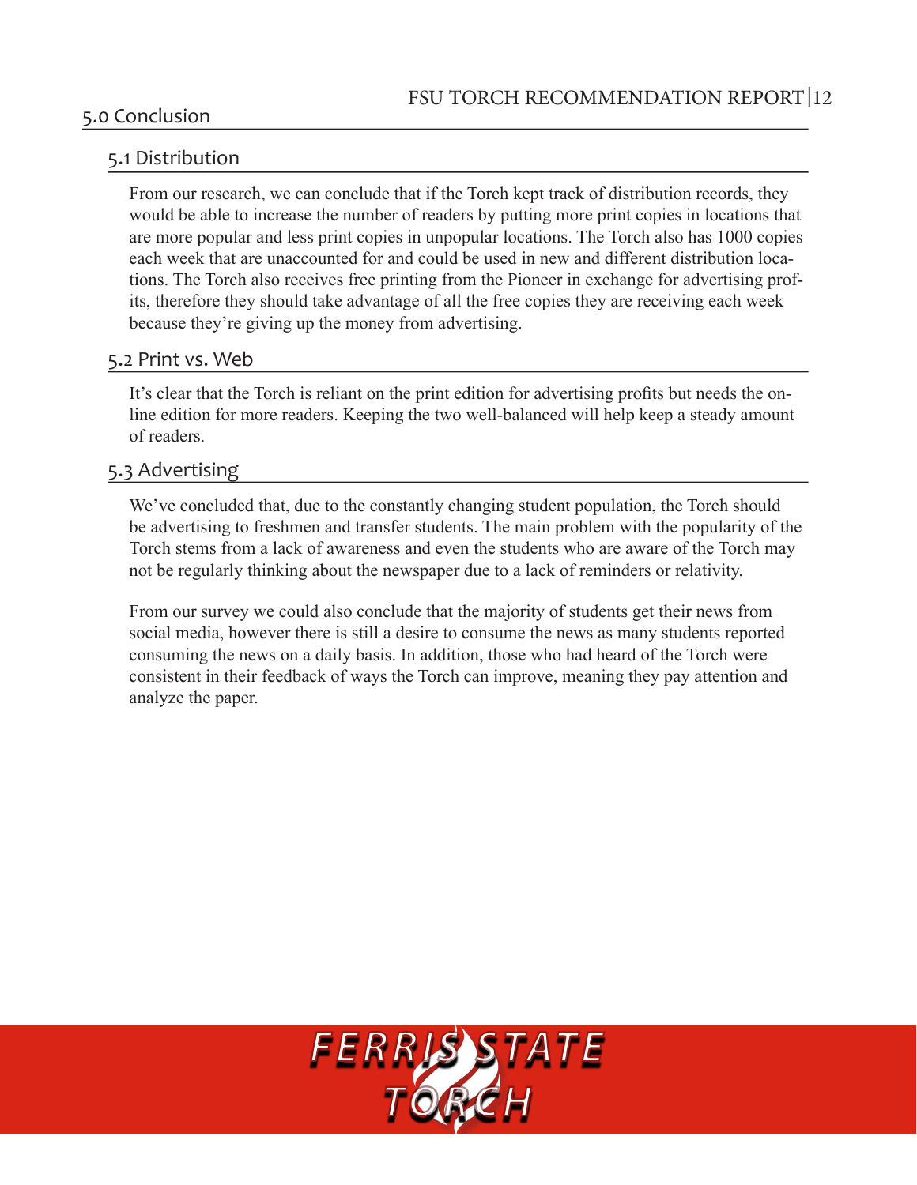## 5.0 Conclusion

### 5.1 Distribution

From our research, we can conclude that if the Torch kept track of distribution records, they would be able to increase the number of readers by putting more print copies in locations that are more popular and less print copies in unpopular locations. The Torch also has 1000 copies each week that are unaccounted for and could be used in new and different distribution locations. The Torch also receives free printing from the Pioneer in exchange for advertising profits, therefore they should take advantage of all the free copies they are receiving each week because they're giving up the money from advertising.

### 5.2 Print vs. Web

It's clear that the Torch is reliant on the print edition for advertising profits but needs the online edition for more readers. Keeping the two well-balanced will help keep a steady amount of readers.

### 5.3 Advertising

We've concluded that, due to the constantly changing student population, the Torch should be advertising to freshmen and transfer students. The main problem with the popularity of the Torch stems from a lack of awareness and even the students who are aware of the Torch may not be regularly thinking about the newspaper due to a lack of reminders or relativity.

From our survey we could also conclude that the majority of students get their news from social media, however there is still a desire to consume the news as many students reported consuming the news on a daily basis. In addition, those who had heard of the Torch were consistent in their feedback of ways the Torch can improve, meaning they pay attention and analyze the paper.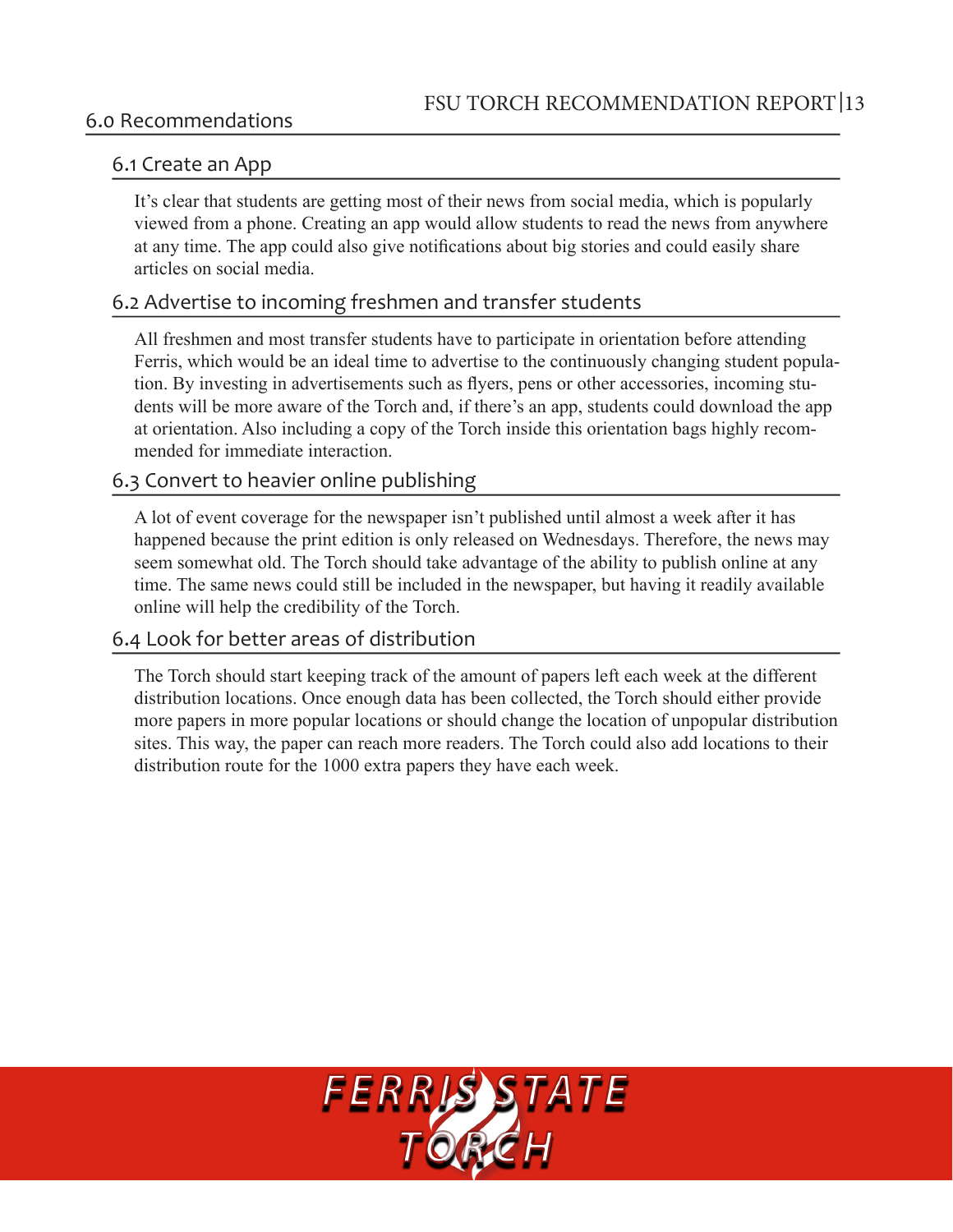## 6.0 Recommendations

### 6.1 Create an App

It's clear that students are getting most of their news from social media, which is popularly viewed from a phone. Creating an app would allow students to read the news from anywhere at any time. The app could also give notifications about big stories and could easily share articles on social media.

### 6.2 Advertise to incoming freshmen and transfer students

All freshmen and most transfer students have to participate in orientation before attending Ferris, which would be an ideal time to advertise to the continuously changing student population. By investing in advertisements such as flyers, pens or other accessories, incoming students will be more aware of the Torch and, if there's an app, students could download the app at orientation. Also including a copy of the Torch inside this orientation bags highly recommended for immediate interaction.

### 6.3 Convert to heavier online publishing

A lot of event coverage for the newspaper isn't published until almost a week after it has happened because the print edition is only released on Wednesdays. Therefore, the news may seem somewhat old. The Torch should take advantage of the ability to publish online at any time. The same news could still be included in the newspaper, but having it readily available online will help the credibility of the Torch.

### 6.4 Look for better areas of distribution

The Torch should start keeping track of the amount of papers left each week at the different distribution locations. Once enough data has been collected, the Torch should either provide more papers in more popular locations or should change the location of unpopular distribution sites. This way, the paper can reach more readers. The Torch could also add locations to their distribution route for the 1000 extra papers they have each week.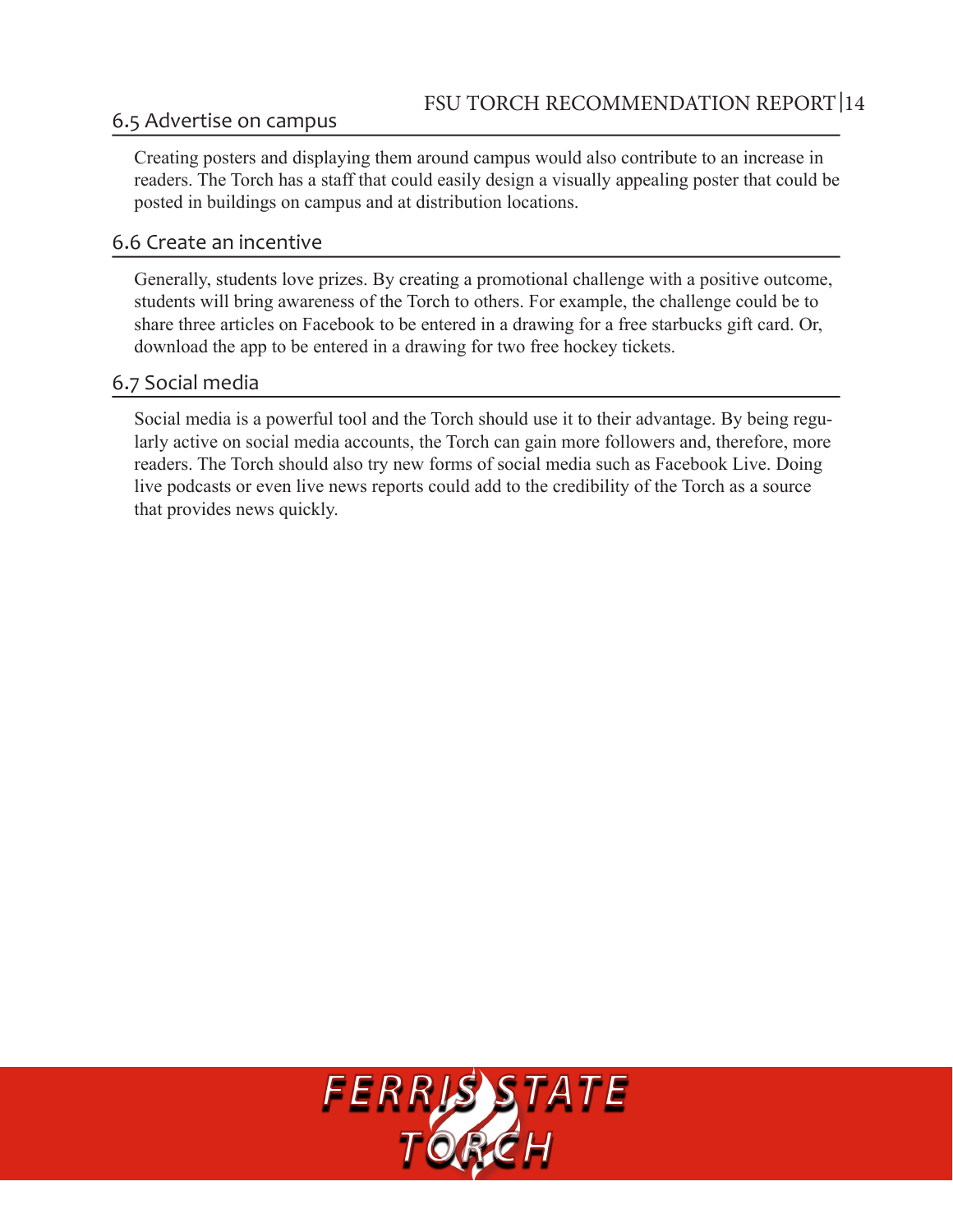## 6.5 Advertise on campus

Creating posters and displaying them around campus would also contribute to an increase in readers. The Torch has a staff that could easily design a visually appealing poster that could be posted in buildings on campus and at distribution locations.

## 6.6 Create an incentive

Generally, students love prizes. By creating a promotional challenge with a positive outcome, students will bring awareness of the Torch to others. For example, the challenge could be to share three articles on Facebook to be entered in a drawing for a free starbucks gift card. Or, download the app to be entered in a drawing for two free hockey tickets.

## 6.7 Social media

Social media is a powerful tool and the Torch should use it to their advantage. By being regularly active on social media accounts, the Torch can gain more followers and, therefore, more readers. The Torch should also try new forms of social media such as Facebook Live. Doing live podcasts or even live news reports could add to the credibility of the Torch as a source that provides news quickly.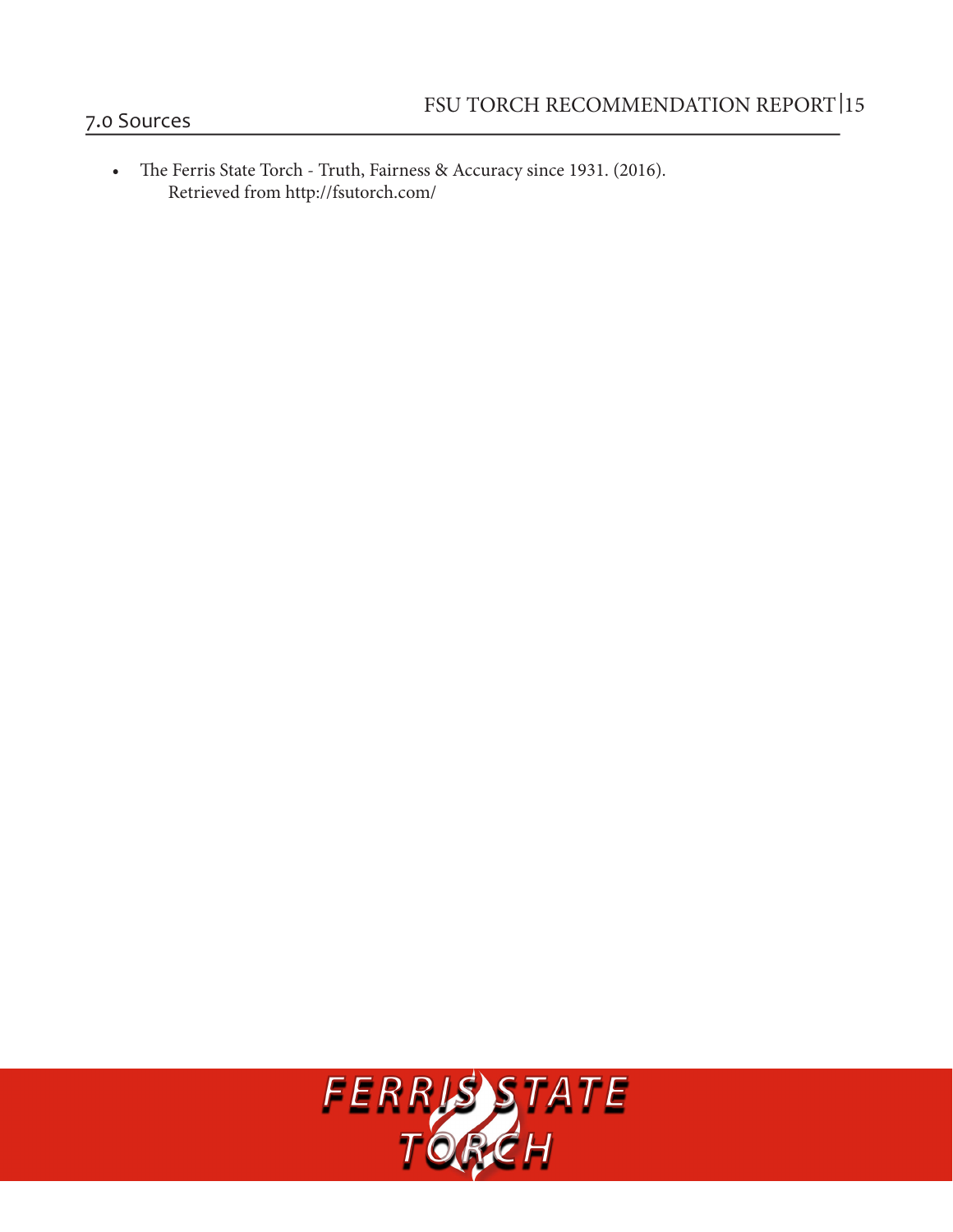## 7.0 Sources

- The Ferris State Torch - Truth, Fairness & Accuracy since 1931. (2016). Retrieved from http://fsutorch.com/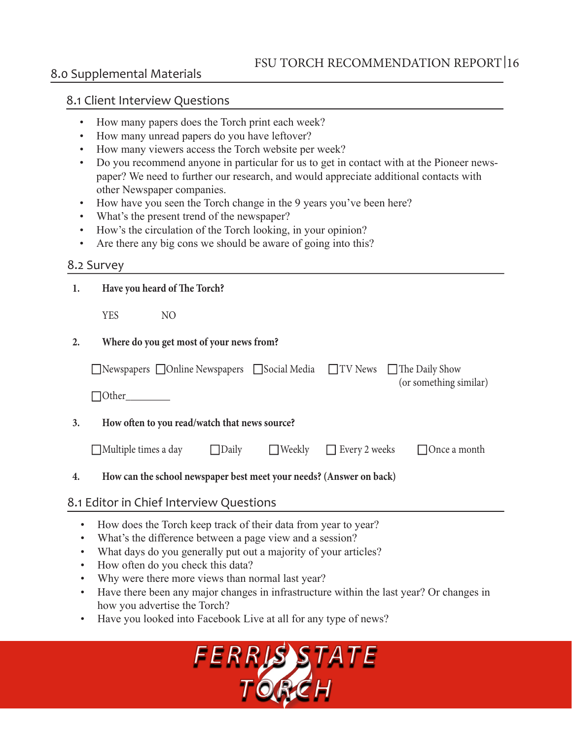## 8.0 Supplemental Materials

### 8.1 Client Interview Questions

- How many papers does the Torch print each week?
- How many unread papers do you have leftover?
- How many viewers access the Torch website per week?
- Do you recommend anyone in particular for us to get in contact with at the Pioneer newspaper? We need to further our research, and would appreciate additional contacts with other Newspaper companies.
- How have you seen the Torch change in the 9 years you've been here?
- What's the present trend of the newspaper?
- How's the circulation of the Torch looking, in your opinion?
- Are there any big cons we should be aware of going into this?

### 8.2 Survey

1. **Have you heard of The Torch?**

   YES NO

2. **Where do you get most of your news from?**

   ☐Newspapers ☐Online Newspapers ☐Social Media ☐TV News ☐The Daily Show (or something similar)

   ☐Other________

3. **How often to you read/watch that news source?**

   ☐Multiple times a day ☐Daily ☐Weekly ☐ Every 2 weeks ☐Once a month

4. **How can the school newspaper best meet your needs? (Answer on back)**

### 8.1 Editor in Chief Interview Questions

- How does the Torch keep track of their data from year to year?
- What's the difference between a page view and a session?
- What days do you generally put out a majority of your articles?
- How often do you check this data?
- Why were there more views than normal last year?
- Have there been any major changes in infrastructure within the last year? Or changes in how you advertise the Torch?
- Have you looked into Facebook Live at all for any type of news?

FERRIS STATE TORCH